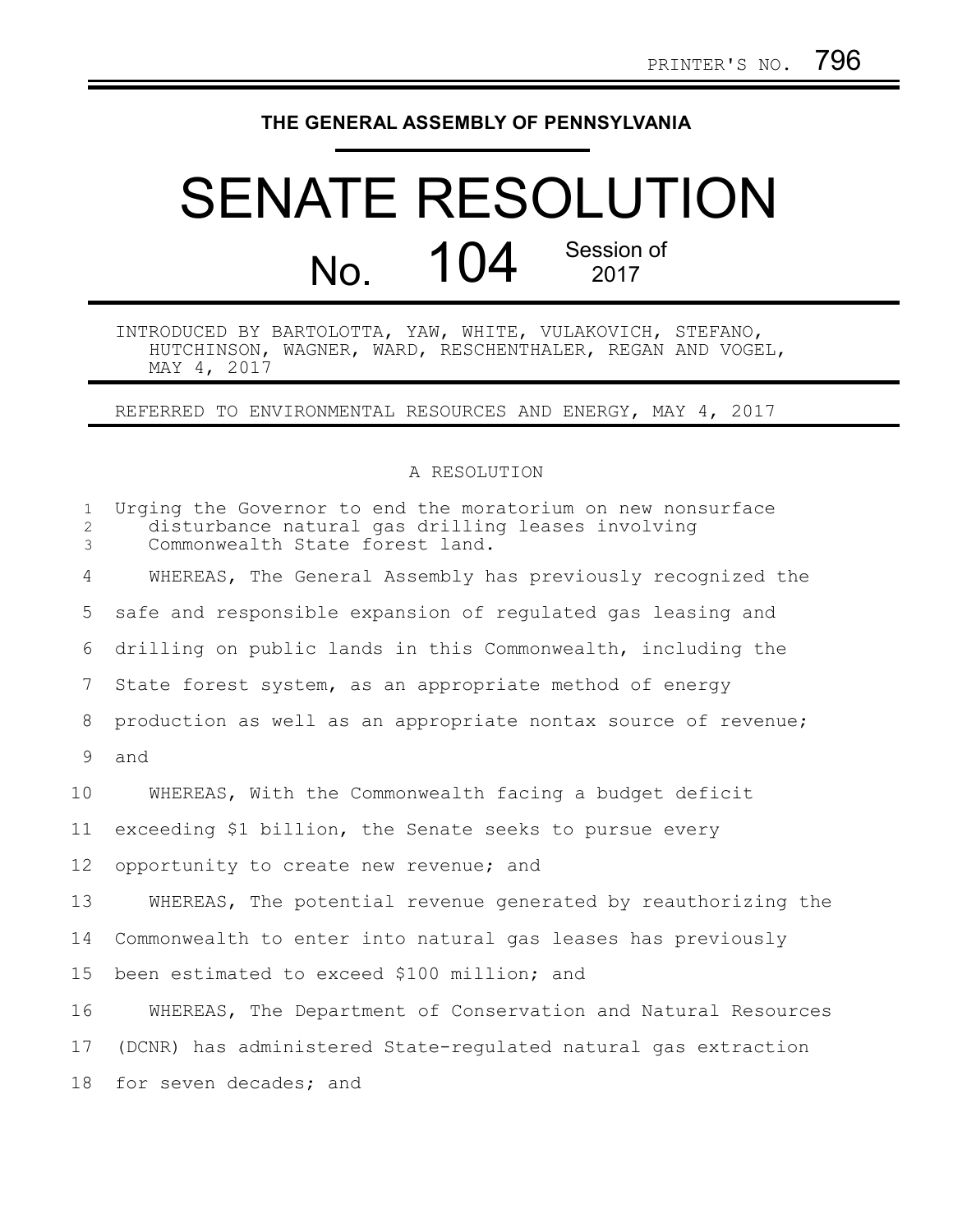PRINTER'S NO. 796

**THE GENERAL ASSEMBLY OF PENNSYLVANIA**

# SENATE RESOLUTION

## No. 104 Session of 2017

INTRODUCED BY BARTOLOTTA, YAW, WHITE, VULAKOVICH, STEFANO, HUTCHINSON, WAGNER, WARD, RESCHENTHALER, REGAN AND VOGEL, MAY 4, 2017

REFERRED TO ENVIRONMENTAL RESOURCES AND ENERGY, MAY 4, 2017

A RESOLUTION

Urging the Governor to end the moratorium on new nonsurface disturbance natural gas drilling leases involving Commonwealth State forest land.

WHEREAS, The General Assembly has previously recognized the safe and responsible expansion of regulated gas leasing and drilling on public lands in this Commonwealth, including the State forest system, as an appropriate method of energy production as well as an appropriate nontax source of revenue; and

WHEREAS, With the Commonwealth facing a budget deficit exceeding $1 billion, the Senate seeks to pursue every opportunity to create new revenue; and

WHEREAS, The potential revenue generated by reauthorizing the Commonwealth to enter into natural gas leases has previously been estimated to exceed $100 million; and

WHEREAS, The Department of Conservation and Natural Resources (DCNR) has administered State-regulated natural gas extraction for seven decades; and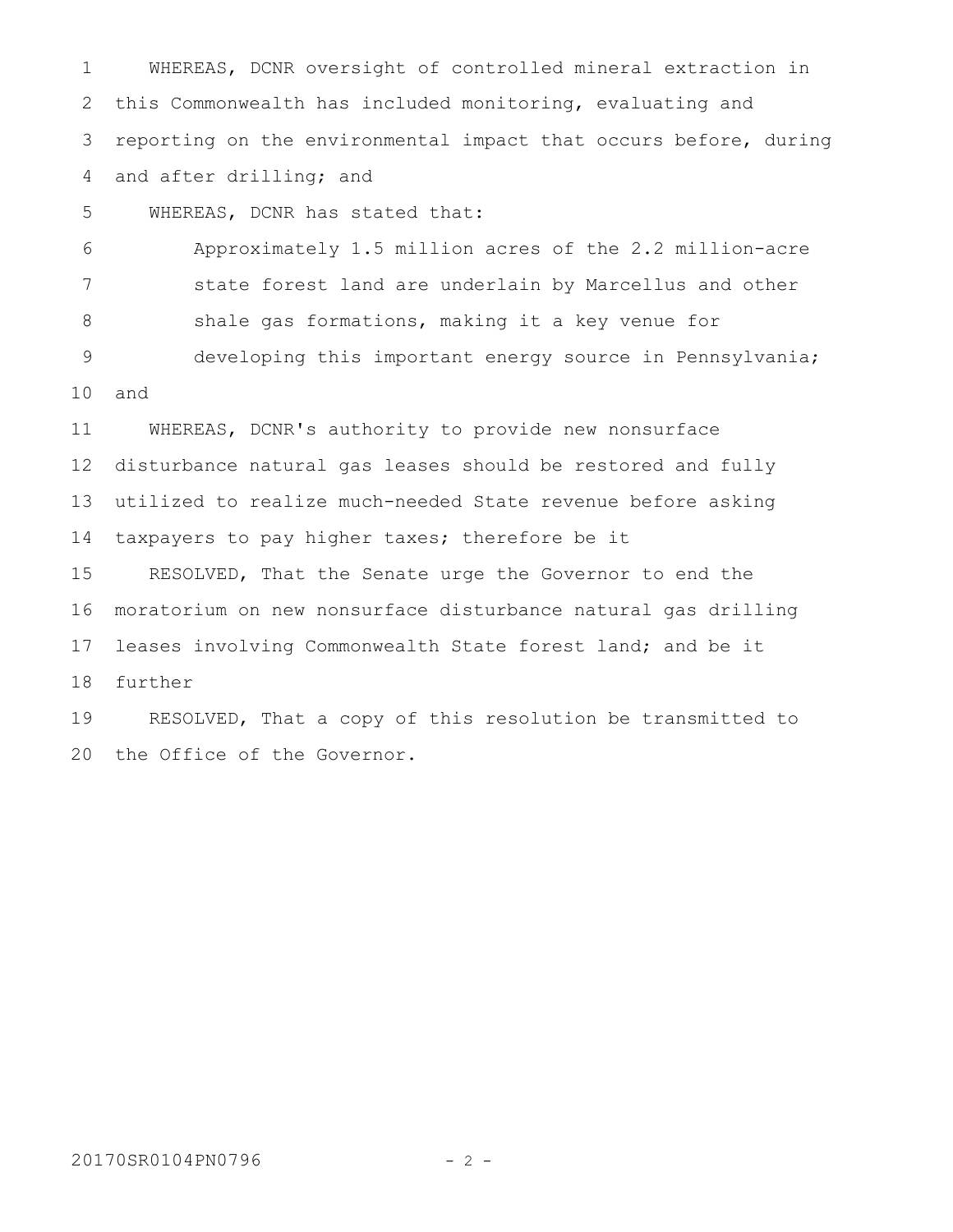WHEREAS, DCNR oversight of controlled mineral extraction in this Commonwealth has included monitoring, evaluating and reporting on the environmental impact that occurs before, during and after drilling; and

WHEREAS, DCNR has stated that:

> Approximately 1.5 million acres of the 2.2 million-acre state forest land are underlain by Marcellus and other shale gas formations, making it a key venue for developing this important energy source in Pennsylvania;

and

WHEREAS, DCNR's authority to provide new nonsurface disturbance natural gas leases should be restored and fully utilized to realize much-needed State revenue before asking taxpayers to pay higher taxes; therefore be it

RESOLVED, That the Senate urge the Governor to end the moratorium on new nonsurface disturbance natural gas drilling leases involving Commonwealth State forest land; and be it further

RESOLVED, That a copy of this resolution be transmitted to the Office of the Governor.